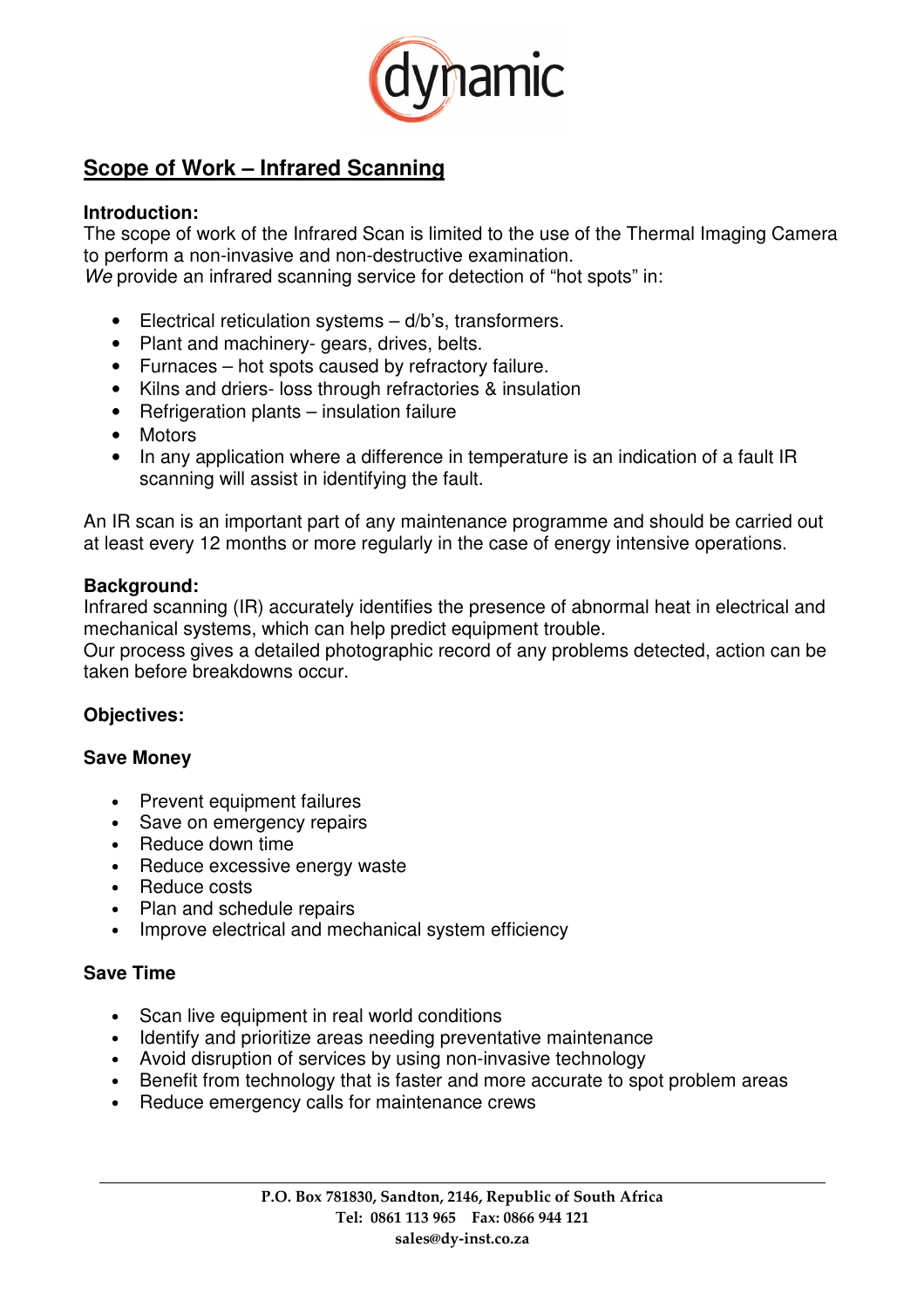dynamic

# Scope of Work – Infrared Scanning

**Introduction:**
The scope of work of the Infrared Scan is limited to the use of the Thermal Imaging Camera to perform a non-invasive and non-destructive examination.
*We* provide an infrared scanning service for detection of "hot spots" in:

- Electrical reticulation systems – d/b's, transformers.
- Plant and machinery- gears, drives, belts.
- Furnaces – hot spots caused by refractory failure.
- Kilns and driers- loss through refractories & insulation
- Refrigeration plants – insulation failure
- Motors
- In any application where a difference in temperature is an indication of a fault IR scanning will assist in identifying the fault.

An IR scan is an important part of any maintenance programme and should be carried out at least every 12 months or more regularly in the case of energy intensive operations.

**Background:**
Infrared scanning (IR) accurately identifies the presence of abnormal heat in electrical and mechanical systems, which can help predict equipment trouble.
Our process gives a detailed photographic record of any problems detected, action can be taken before breakdowns occur.

**Objectives:**

**Save Money**

- Prevent equipment failures
- Save on emergency repairs
- Reduce down time
- Reduce excessive energy waste
- Reduce costs
- Plan and schedule repairs
- Improve electrical and mechanical system efficiency

**Save Time**

- Scan live equipment in real world conditions
- Identify and prioritize areas needing preventative maintenance
- Avoid disruption of services by using non-invasive technology
- Benefit from technology that is faster and more accurate to spot problem areas
- Reduce emergency calls for maintenance crews

P.O. Box 781830, Sandton, 2146, Republic of South Africa
Tel: 0861 113 965 Fax: 0866 944 121
sales@dy-inst.co.za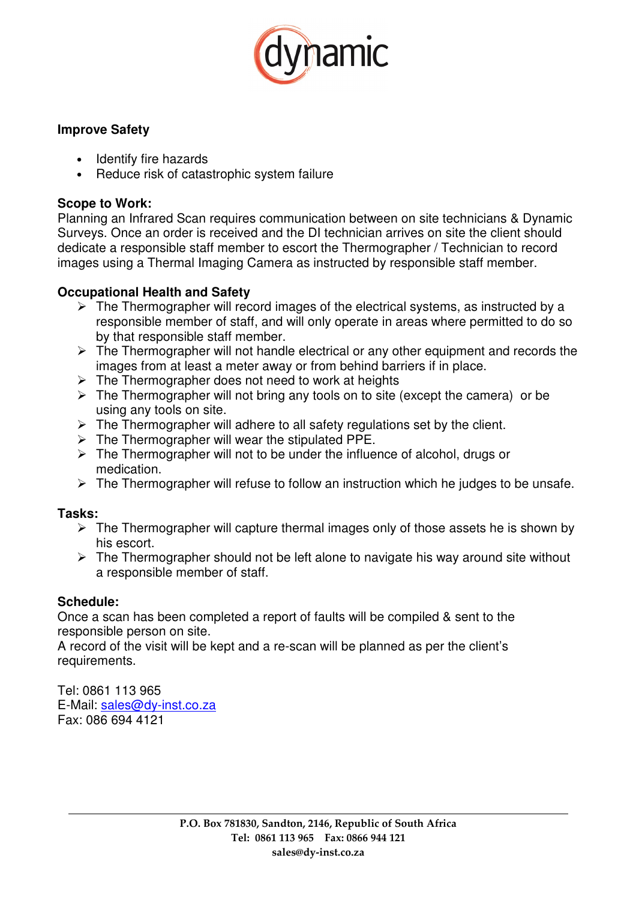**Improve Safety**

- Identify fire hazards
- Reduce risk of catastrophic system failure

**Scope to Work:**
Planning an Infrared Scan requires communication between on site technicians & Dynamic Surveys. Once an order is received and the DI technician arrives on site the client should dedicate a responsible staff member to escort the Thermographer / Technician to record images using a Thermal Imaging Camera as instructed by responsible staff member.

**Occupational Health and Safety**

- The Thermographer will record images of the electrical systems, as instructed by a responsible member of staff, and will only operate in areas where permitted to do so by that responsible staff member.
- The Thermographer will not handle electrical or any other equipment and records the images from at least a meter away or from behind barriers if in place.
- The Thermographer does not need to work at heights
- The Thermographer will not bring any tools on to site (except the camera) or be using any tools on site.
- The Thermographer will adhere to all safety regulations set by the client.
- The Thermographer will wear the stipulated PPE.
- The Thermographer will not to be under the influence of alcohol, drugs or medication.
- The Thermographer will refuse to follow an instruction which he judges to be unsafe.

**Tasks:**

- The Thermographer will capture thermal images only of those assets he is shown by his escort.
- The Thermographer should not be left alone to navigate his way around site without a responsible member of staff.

**Schedule:**
Once a scan has been completed a report of faults will be compiled & sent to the responsible person on site.
A record of the visit will be kept and a re-scan will be planned as per the client's requirements.

Tel: 0861 113 965
E-Mail: sales@dy-inst.co.za
Fax: 086 694 4121